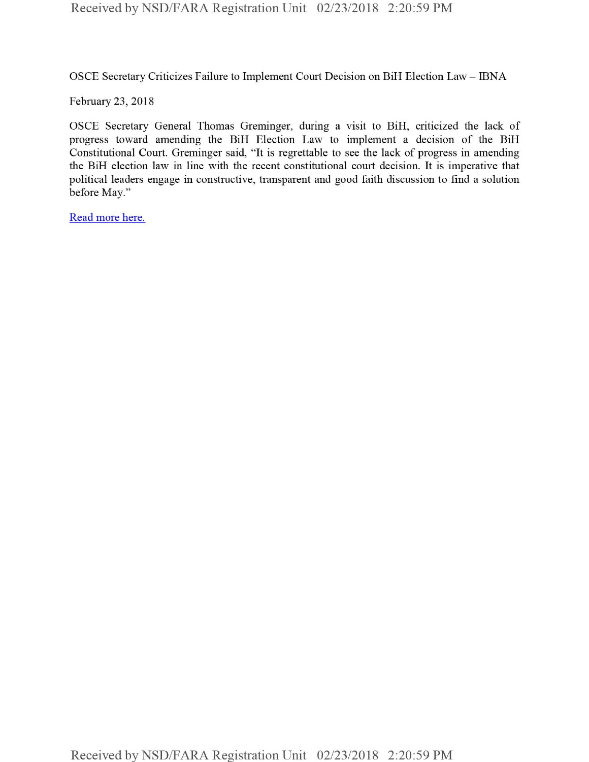OSCE Secretary Criticizes Failure to Implement Court Decision on BiH Election Law – IBNA

February 23, 2018

OSCE Secretary General Thomas Greminger, during a visit to BiH, criticized the lack of progress toward amending the BiH Election Law to implement a decision of the BiH Constitutional Court. Greminger said, "It is regrettable to see the lack of progress in amending the BiH election law in line with the recent constitutional court decision. It is imperative that political leaders engage in constructive, transparent and good faith discussion to find a solution before May."

Read more here.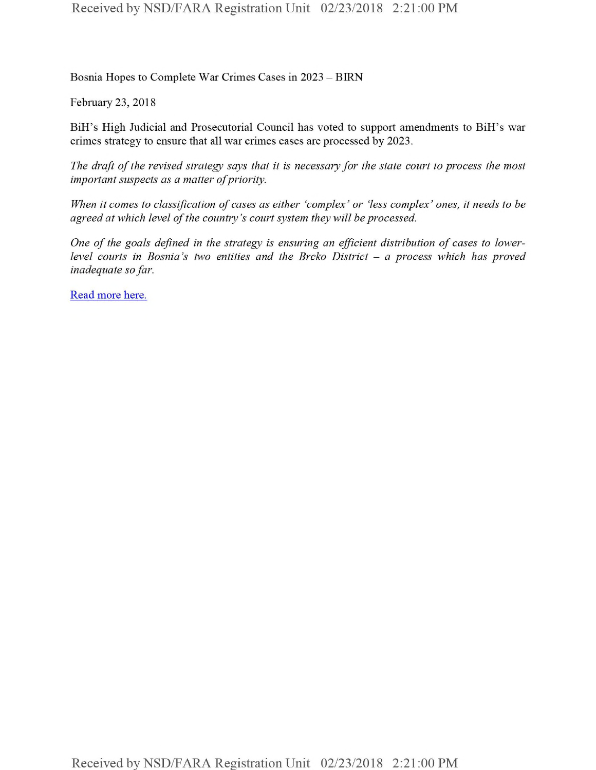Bosnia Hopes to Complete War Crimes Cases in 2023 – BIRN

February 23, 2018

BiH's High Judicial and Prosecutorial Council has voted to support amendments to BiH's war crimes strategy to ensure that all war crimes cases are processed by 2023.

*The draft of the revised strategy says that it is necessary for the state court to process the most important suspects as a matter of priority.*

*When it comes to classification of cases as either 'complex' or 'less complex' ones, it needs to be agreed at which level of the country's court system they will be processed.*

*One of the goals defined in the strategy is ensuring an efficient distribution of cases to lower-level courts in Bosnia's two entities and the Brcko District – a process which has proved inadequate so far.*

Read more here.